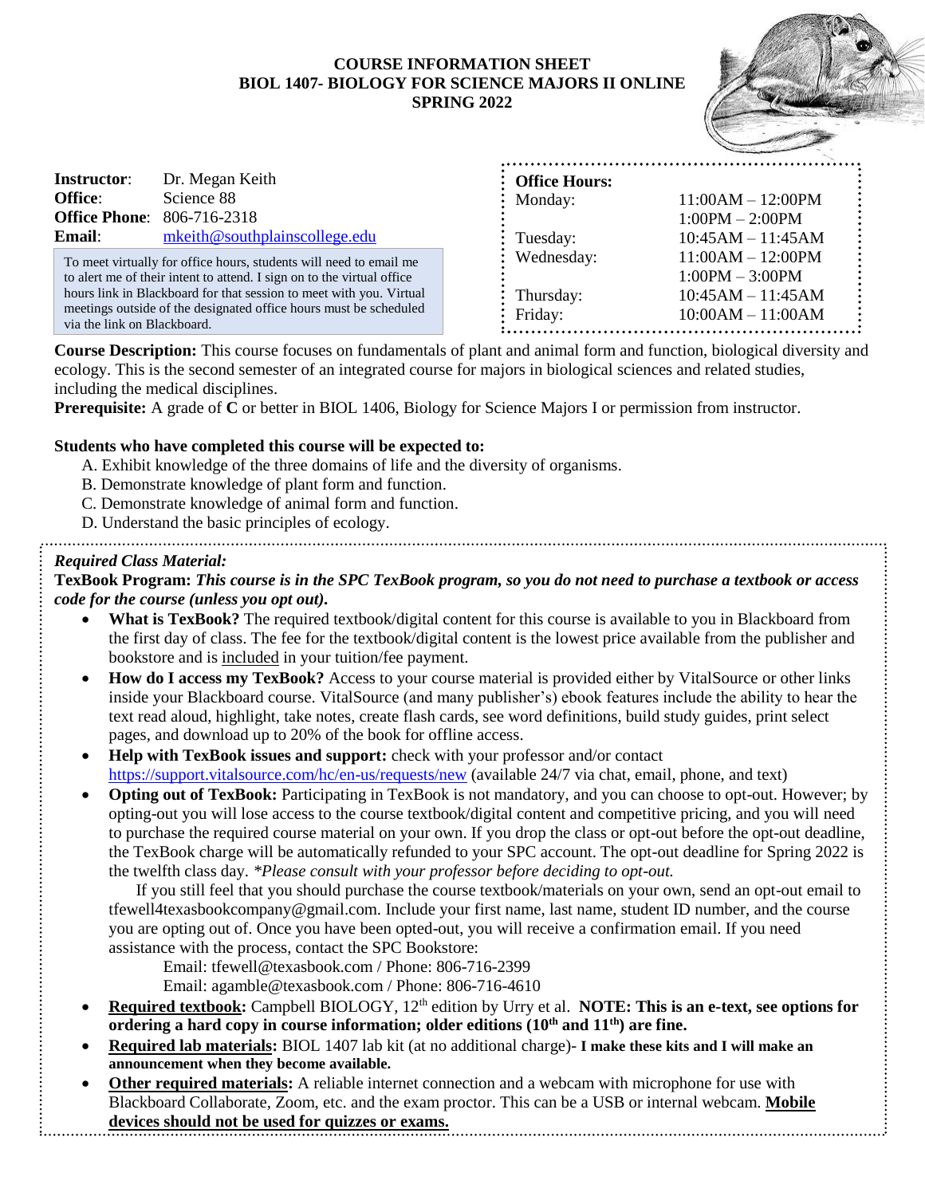# COURSE INFORMATION SHEET
## BIOL 1407- BIOLOGY FOR SCIENCE MAJORS II ONLINE
## SPRING 2022

**Instructor**: Dr. Megan Keith
**Office**: Science 88
**Office Phone**: 806-716-2318
**Email**: mkeith@southplainscollege.edu

To meet virtually for office hours, students will need to email me to alert me of their intent to attend. I sign on to the virtual office hours link in Blackboard for that session to meet with you. Virtual meetings outside of the designated office hours must be scheduled via the link on Blackboard.

| **Office Hours:** | |
|---|---|
| Monday: | 11:00AM – 12:00PM |
| | 1:00PM – 2:00PM |
| Tuesday: | 10:45AM – 11:45AM |
| Wednesday: | 11:00AM – 12:00PM |
| | 1:00PM – 3:00PM |
| Thursday: | 10:45AM – 11:45AM |
| Friday: | 10:00AM – 11:00AM |

**Course Description:** This course focuses on fundamentals of plant and animal form and function, biological diversity and ecology. This is the second semester of an integrated course for majors in biological sciences and related studies, including the medical disciplines.

**Prerequisite:** A grade of **C** or better in BIOL 1406, Biology for Science Majors I or permission from instructor.

**Students who have completed this course will be expected to:**

A. Exhibit knowledge of the three domains of life and the diversity of organisms.
B. Demonstrate knowledge of plant form and function.
C. Demonstrate knowledge of animal form and function.
D. Understand the basic principles of ecology.

*Required Class Material:*

**TexBook Program:** ***This course is in the SPC TexBook program, so you do not need to purchase a textbook or access code for the course (unless you opt out).***

- **What is TexBook?** The required textbook/digital content for this course is available to you in Blackboard from the first day of class. The fee for the textbook/digital content is the lowest price available from the publisher and bookstore and is included in your tuition/fee payment.
- **How do I access my TexBook?** Access to your course material is provided either by VitalSource or other links inside your Blackboard course. VitalSource (and many publisher's) ebook features include the ability to hear the text read aloud, highlight, take notes, create flash cards, see word definitions, build study guides, print select pages, and download up to 20% of the book for offline access.
- **Help with TexBook issues and support:** check with your professor and/or contact https://support.vitalsource.com/hc/en-us/requests/new (available 24/7 via chat, email, phone, and text)
- **Opting out of TexBook:** Participating in TexBook is not mandatory, and you can choose to opt-out. However; by opting-out you will lose access to the course textbook/digital content and competitive pricing, and you will need to purchase the required course material on your own. If you drop the class or opt-out before the opt-out deadline, the TexBook charge will be automatically refunded to your SPC account. The opt-out deadline for Spring 2022 is the twelfth class day. *\*Please consult with your professor before deciding to opt-out.*

  If you still feel that you should purchase the course textbook/materials on your own, send an opt-out email to tfewell4texasbookcompany@gmail.com. Include your first name, last name, student ID number, and the course you are opting out of. Once you have been opted-out, you will receive a confirmation email. If you need assistance with the process, contact the SPC Bookstore:

  Email: tfewell@texasbook.com / Phone: 806-716-2399
  Email: agamble@texasbook.com / Phone: 806-716-4610
- **Required textbook:** Campbell BIOLOGY, 12th edition by Urry et al. **NOTE: This is an e-text, see options for ordering a hard copy in course information; older editions (10th and 11th) are fine.**
- **Required lab materials:** BIOL 1407 lab kit (at no additional charge)- **I make these kits and I will make an announcement when they become available.**
- **Other required materials:** A reliable internet connection and a webcam with microphone for use with Blackboard Collaborate, Zoom, etc. and the exam proctor. This can be a USB or internal webcam. **Mobile devices should not be used for quizzes or exams.**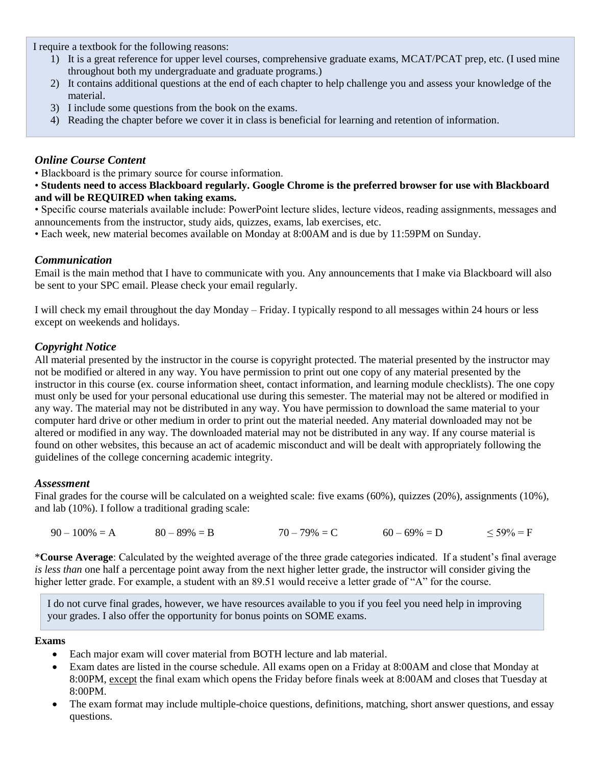I require a textbook for the following reasons:

1) It is a great reference for upper level courses, comprehensive graduate exams, MCAT/PCAT prep, etc. (I used mine throughout both my undergraduate and graduate programs.)
2) It contains additional questions at the end of each chapter to help challenge you and assess your knowledge of the material.
3) I include some questions from the book on the exams.
4) Reading the chapter before we cover it in class is beneficial for learning and retention of information.

### *Online Course Content*

- Blackboard is the primary source for course information.
- **Students need to access Blackboard regularly. Google Chrome is the preferred browser for use with Blackboard and will be REQUIRED when taking exams.**
- Specific course materials available include: PowerPoint lecture slides, lecture videos, reading assignments, messages and announcements from the instructor, study aids, quizzes, exams, lab exercises, etc.
- Each week, new material becomes available on Monday at 8:00AM and is due by 11:59PM on Sunday.

### *Communication*

Email is the main method that I have to communicate with you. Any announcements that I make via Blackboard will also be sent to your SPC email. Please check your email regularly.

I will check my email throughout the day Monday – Friday. I typically respond to all messages within 24 hours or less except on weekends and holidays.

### *Copyright Notice*

All material presented by the instructor in the course is copyright protected. The material presented by the instructor may not be modified or altered in any way. You have permission to print out one copy of any material presented by the instructor in this course (ex. course information sheet, contact information, and learning module checklists). The one copy must only be used for your personal educational use during this semester. The material may not be altered or modified in any way. The material may not be distributed in any way. You have permission to download the same material to your computer hard drive or other medium in order to print out the material needed. Any material downloaded may not be altered or modified in any way. The downloaded material may not be distributed in any way. If any course material is found on other websites, this because an act of academic misconduct and will be dealt with appropriately following the guidelines of the college concerning academic integrity.

### *Assessment*

Final grades for the course will be calculated on a weighted scale: five exams (60%), quizzes (20%), assignments (10%), and lab (10%). I follow a traditional grading scale:

90 – 100% = A    80 – 89% = B    70 – 79% = C    60 – 69% = D    ≤ 59% = F

\***Course Average**: Calculated by the weighted average of the three grade categories indicated. If a student's final average *is less than* one half a percentage point away from the next higher letter grade, the instructor will consider giving the higher letter grade. For example, a student with an 89.51 would receive a letter grade of "A" for the course.

I do not curve final grades, however, we have resources available to you if you feel you need help in improving your grades. I also offer the opportunity for bonus points on SOME exams.

**Exams**

- Each major exam will cover material from BOTH lecture and lab material.
- Exam dates are listed in the course schedule. All exams open on a Friday at 8:00AM and close that Monday at 8:00PM, except the final exam which opens the Friday before finals week at 8:00AM and closes that Tuesday at 8:00PM.
- The exam format may include multiple-choice questions, definitions, matching, short answer questions, and essay questions.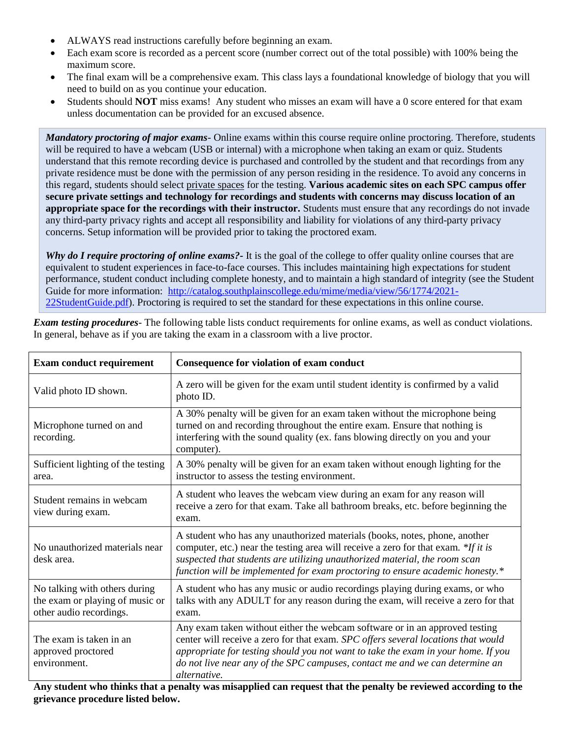- ALWAYS read instructions carefully before beginning an exam.
- Each exam score is recorded as a percent score (number correct out of the total possible) with 100% being the maximum score.
- The final exam will be a comprehensive exam. This class lays a foundational knowledge of biology that you will need to build on as you continue your education.
- Students should **NOT** miss exams! Any student who misses an exam will have a 0 score entered for that exam unless documentation can be provided for an excused absence.

***Mandatory proctoring of major exams***- Online exams within this course require online proctoring. Therefore, students will be required to have a webcam (USB or internal) with a microphone when taking an exam or quiz. Students understand that this remote recording device is purchased and controlled by the student and that recordings from any private residence must be done with the permission of any person residing in the residence. To avoid any concerns in this regard, students should select private spaces for the testing. **Various academic sites on each SPC campus offer secure private settings and technology for recordings and students with concerns may discuss location of an appropriate space for the recordings with their instructor.** Students must ensure that any recordings do not invade any third-party privacy rights and accept all responsibility and liability for violations of any third-party privacy concerns. Setup information will be provided prior to taking the proctored exam.

***Why do I require proctoring of online exams?-*** It is the goal of the college to offer quality online courses that are equivalent to student experiences in face-to-face courses. This includes maintaining high expectations for student performance, student conduct including complete honesty, and to maintain a high standard of integrity (see the Student Guide for more information: [http://catalog.southplainscollege.edu/mime/media/view/56/1774/2021-22StudentGuide.pdf](http://catalog.southplainscollege.edu/mime/media/view/56/1774/2021-22StudentGuide.pdf)). Proctoring is required to set the standard for these expectations in this online course.

***Exam testing procedures***- The following table lists conduct requirements for online exams, as well as conduct violations. In general, behave as if you are taking the exam in a classroom with a live proctor.

| Exam conduct requirement | Consequence for violation of exam conduct |
|---|---|
| Valid photo ID shown. | A zero will be given for the exam until student identity is confirmed by a valid photo ID. |
| Microphone turned on and recording. | A 30% penalty will be given for an exam taken without the microphone being turned on and recording throughout the entire exam. Ensure that nothing is interfering with the sound quality (ex. fans blowing directly on you and your computer). |
| Sufficient lighting of the testing area. | A 30% penalty will be given for an exam taken without enough lighting for the instructor to assess the testing environment. |
| Student remains in webcam view during exam. | A student who leaves the webcam view during an exam for any reason will receive a zero for that exam. Take all bathroom breaks, etc. before beginning the exam. |
| No unauthorized materials near desk area. | A student who has any unauthorized materials (books, notes, phone, another computer, etc.) near the testing area will receive a zero for that exam. *\*If it is suspected that students are utilizing unauthorized material, the room scan function will be implemented for exam proctoring to ensure academic honesty.\** |
| No talking with others during the exam or playing of music or other audio recordings. | A student who has any music or audio recordings playing during exams, or who talks with any ADULT for any reason during the exam, will receive a zero for that exam. |
| The exam is taken in an approved proctored environment. | Any exam taken without either the webcam software or in an approved testing center will receive a zero for that exam. *SPC offers several locations that would appropriate for testing should you not want to take the exam in your home. If you do not live near any of the SPC campuses, contact me and we can determine an alternative.* |

**Any student who thinks that a penalty was misapplied can request that the penalty be reviewed according to the grievance procedure listed below.**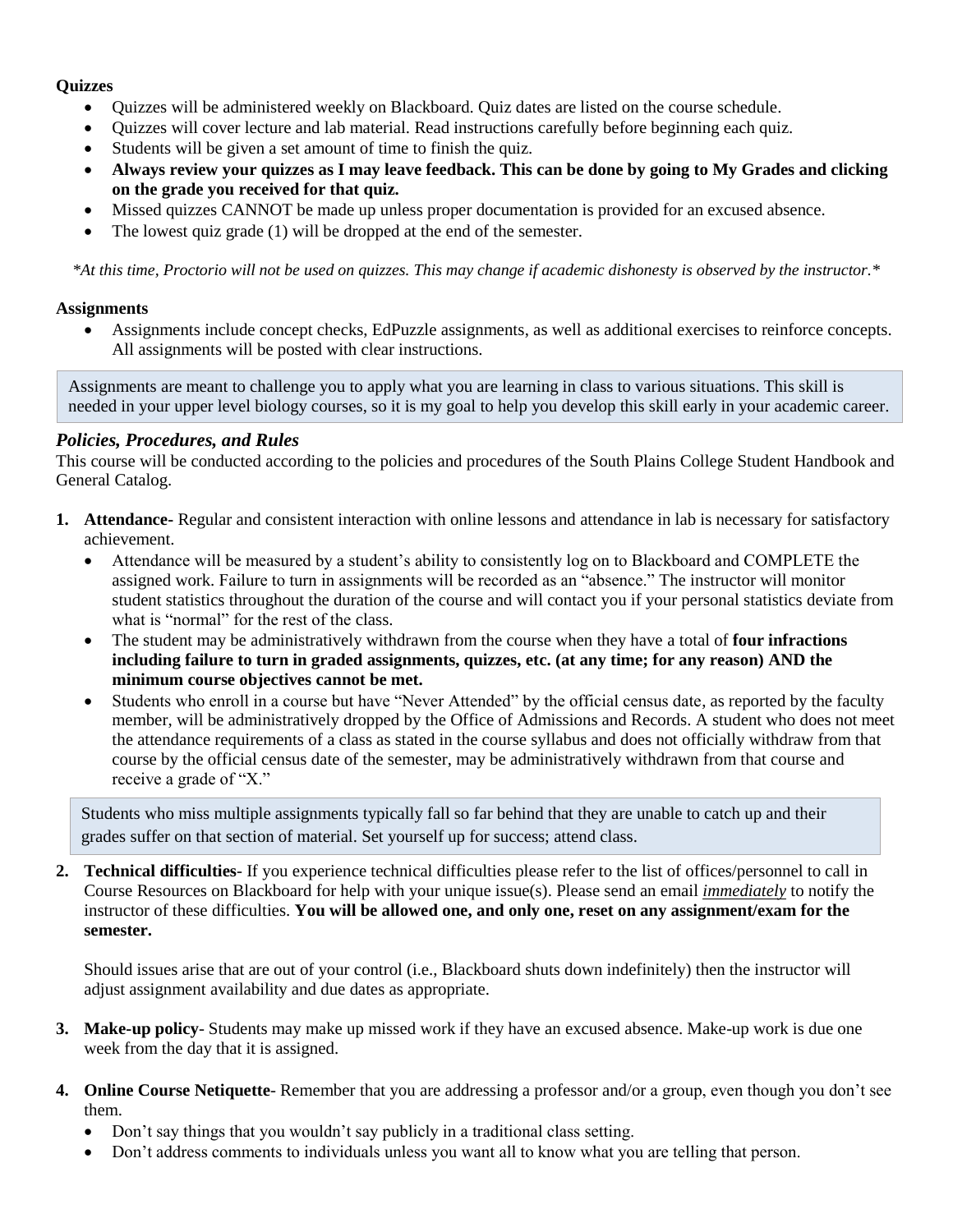**Quizzes**

- Quizzes will be administered weekly on Blackboard. Quiz dates are listed on the course schedule.
- Quizzes will cover lecture and lab material. Read instructions carefully before beginning each quiz.
- Students will be given a set amount of time to finish the quiz.
- **Always review your quizzes as I may leave feedback. This can be done by going to My Grades and clicking on the grade you received for that quiz.**
- Missed quizzes CANNOT be made up unless proper documentation is provided for an excused absence.
- The lowest quiz grade (1) will be dropped at the end of the semester.

*\*At this time, Proctorio will not be used on quizzes. This may change if academic dishonesty is observed by the instructor.\**

**Assignments**

- Assignments include concept checks, EdPuzzle assignments, as well as additional exercises to reinforce concepts. All assignments will be posted with clear instructions.

> Assignments are meant to challenge you to apply what you are learning in class to various situations. This skill is needed in your upper level biology courses, so it is my goal to help you develop this skill early in your academic career.

### *Policies, Procedures, and Rules*

This course will be conducted according to the policies and procedures of the South Plains College Student Handbook and General Catalog.

1. **Attendance-** Regular and consistent interaction with online lessons and attendance in lab is necessary for satisfactory achievement.
   - Attendance will be measured by a student's ability to consistently log on to Blackboard and COMPLETE the assigned work. Failure to turn in assignments will be recorded as an "absence." The instructor will monitor student statistics throughout the duration of the course and will contact you if your personal statistics deviate from what is "normal" for the rest of the class.
   - The student may be administratively withdrawn from the course when they have a total of **four infractions including failure to turn in graded assignments, quizzes, etc. (at any time; for any reason) AND the minimum course objectives cannot be met.**
   - Students who enroll in a course but have "Never Attended" by the official census date, as reported by the faculty member, will be administratively dropped by the Office of Admissions and Records. A student who does not meet the attendance requirements of a class as stated in the course syllabus and does not officially withdraw from that course by the official census date of the semester, may be administratively withdrawn from that course and receive a grade of "X."

   > Students who miss multiple assignments typically fall so far behind that they are unable to catch up and their grades suffer on that section of material. Set yourself up for success; attend class.

2. **Technical difficulties**- If you experience technical difficulties please refer to the list of offices/personnel to call in Course Resources on Blackboard for help with your unique issue(s). Please send an email ***immediately*** to notify the instructor of these difficulties. **You will be allowed one, and only one, reset on any assignment/exam for the semester.**

   Should issues arise that are out of your control (i.e., Blackboard shuts down indefinitely) then the instructor will adjust assignment availability and due dates as appropriate.

3. **Make-up policy**- Students may make up missed work if they have an excused absence. Make-up work is due one week from the day that it is assigned.

4. **Online Course Netiquette**- Remember that you are addressing a professor and/or a group, even though you don't see them.
   - Don't say things that you wouldn't say publicly in a traditional class setting.
   - Don't address comments to individuals unless you want all to know what you are telling that person.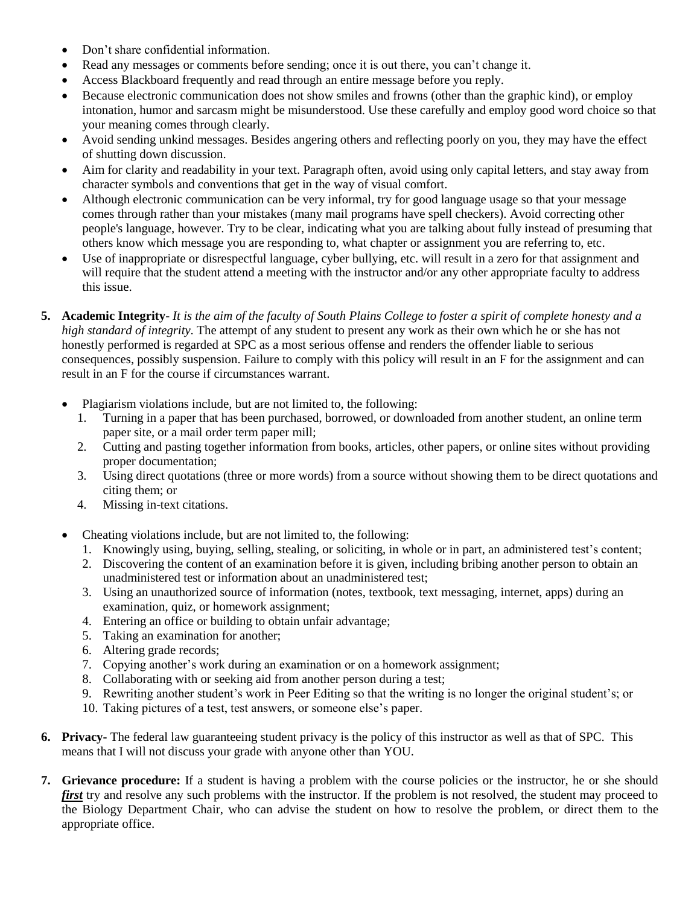- Don't share confidential information.
- Read any messages or comments before sending; once it is out there, you can't change it.
- Access Blackboard frequently and read through an entire message before you reply.
- Because electronic communication does not show smiles and frowns (other than the graphic kind), or employ intonation, humor and sarcasm might be misunderstood. Use these carefully and employ good word choice so that your meaning comes through clearly.
- Avoid sending unkind messages. Besides angering others and reflecting poorly on you, they may have the effect of shutting down discussion.
- Aim for clarity and readability in your text. Paragraph often, avoid using only capital letters, and stay away from character symbols and conventions that get in the way of visual comfort.
- Although electronic communication can be very informal, try for good language usage so that your message comes through rather than your mistakes (many mail programs have spell checkers). Avoid correcting other people's language, however. Try to be clear, indicating what you are talking about fully instead of presuming that others know which message you are responding to, what chapter or assignment you are referring to, etc.
- Use of inappropriate or disrespectful language, cyber bullying, etc. will result in a zero for that assignment and will require that the student attend a meeting with the instructor and/or any other appropriate faculty to address this issue.

5. **Academic Integrity**- *It is the aim of the faculty of South Plains College to foster a spirit of complete honesty and a high standard of integrity*. The attempt of any student to present any work as their own which he or she has not honestly performed is regarded at SPC as a most serious offense and renders the offender liable to serious consequences, possibly suspension. Failure to comply with this policy will result in an F for the assignment and can result in an F for the course if circumstances warrant.

   - Plagiarism violations include, but are not limited to, the following:
     1. Turning in a paper that has been purchased, borrowed, or downloaded from another student, an online term paper site, or a mail order term paper mill;
     2. Cutting and pasting together information from books, articles, other papers, or online sites without providing proper documentation;
     3. Using direct quotations (three or more words) from a source without showing them to be direct quotations and citing them; or
     4. Missing in-text citations.

   - Cheating violations include, but are not limited to, the following:
     1. Knowingly using, buying, selling, stealing, or soliciting, in whole or in part, an administered test's content;
     2. Discovering the content of an examination before it is given, including bribing another person to obtain an unadministered test or information about an unadministered test;
     3. Using an unauthorized source of information (notes, textbook, text messaging, internet, apps) during an examination, quiz, or homework assignment;
     4. Entering an office or building to obtain unfair advantage;
     5. Taking an examination for another;
     6. Altering grade records;
     7. Copying another's work during an examination or on a homework assignment;
     8. Collaborating with or seeking aid from another person during a test;
     9. Rewriting another student's work in Peer Editing so that the writing is no longer the original student's; or
     10. Taking pictures of a test, test answers, or someone else's paper.

6. **Privacy-** The federal law guaranteeing student privacy is the policy of this instructor as well as that of SPC. This means that I will not discuss your grade with anyone other than YOU.

7. **Grievance procedure:** If a student is having a problem with the course policies or the instructor, he or she should ***first*** try and resolve any such problems with the instructor. If the problem is not resolved, the student may proceed to the Biology Department Chair, who can advise the student on how to resolve the problem, or direct them to the appropriate office.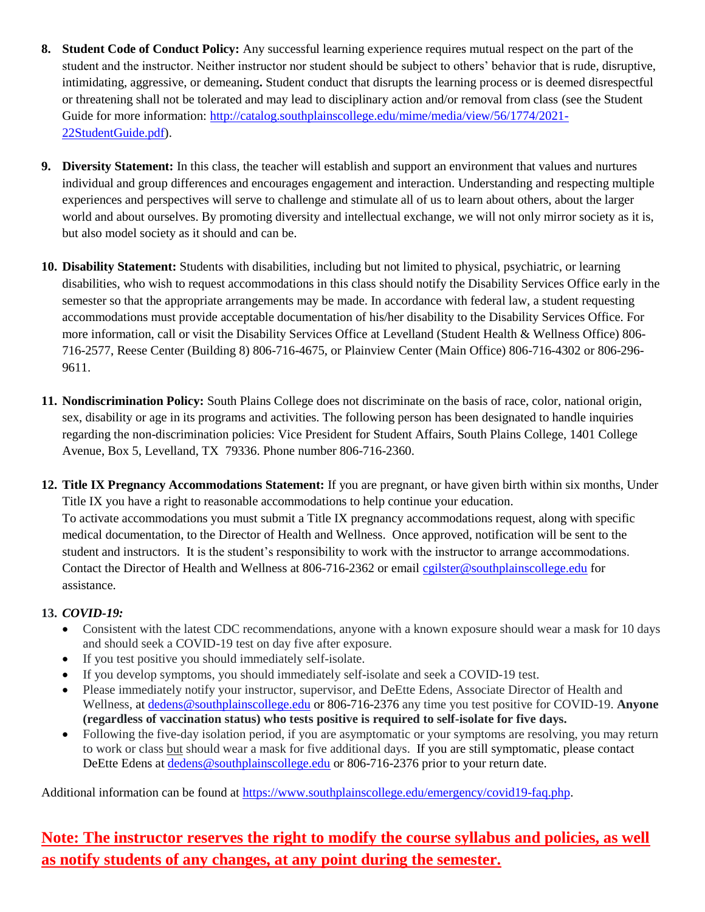8. **Student Code of Conduct Policy:** Any successful learning experience requires mutual respect on the part of the student and the instructor. Neither instructor nor student should be subject to others' behavior that is rude, disruptive, intimidating, aggressive, or demeaning**.** Student conduct that disrupts the learning process or is deemed disrespectful or threatening shall not be tolerated and may lead to disciplinary action and/or removal from class (see the Student Guide for more information: [http://catalog.southplainscollege.edu/mime/media/view/56/1774/2021-22StudentGuide.pdf](http://catalog.southplainscollege.edu/mime/media/view/56/1774/2021-22StudentGuide.pdf)).

9. **Diversity Statement:** In this class, the teacher will establish and support an environment that values and nurtures individual and group differences and encourages engagement and interaction. Understanding and respecting multiple experiences and perspectives will serve to challenge and stimulate all of us to learn about others, about the larger world and about ourselves. By promoting diversity and intellectual exchange, we will not only mirror society as it is, but also model society as it should and can be.

10. **Disability Statement:** Students with disabilities, including but not limited to physical, psychiatric, or learning disabilities, who wish to request accommodations in this class should notify the Disability Services Office early in the semester so that the appropriate arrangements may be made. In accordance with federal law, a student requesting accommodations must provide acceptable documentation of his/her disability to the Disability Services Office. For more information, call or visit the Disability Services Office at Levelland (Student Health & Wellness Office) 806-716-2577, Reese Center (Building 8) 806-716-4675, or Plainview Center (Main Office) 806-716-4302 or 806-296-9611.

11. **Nondiscrimination Policy:** South Plains College does not discriminate on the basis of race, color, national origin, sex, disability or age in its programs and activities. The following person has been designated to handle inquiries regarding the non-discrimination policies: Vice President for Student Affairs, South Plains College, 1401 College Avenue, Box 5, Levelland, TX 79336. Phone number 806-716-2360.

12. **Title IX Pregnancy Accommodations Statement:** If you are pregnant, or have given birth within six months, Under Title IX you have a right to reasonable accommodations to help continue your education.
    To activate accommodations you must submit a Title IX pregnancy accommodations request, along with specific medical documentation, to the Director of Health and Wellness. Once approved, notification will be sent to the student and instructors. It is the student's responsibility to work with the instructor to arrange accommodations. Contact the Director of Health and Wellness at 806-716-2362 or email [cgilster@southplainscollege.edu](mailto:cgilster@southplainscollege.edu) for assistance.

13. ***COVID-19:***
    - Consistent with the latest CDC recommendations, anyone with a known exposure should wear a mask for 10 days and should seek a COVID-19 test on day five after exposure.
    - If you test positive you should immediately self-isolate.
    - If you develop symptoms, you should immediately self-isolate and seek a COVID-19 test.
    - Please immediately notify your instructor, supervisor, and DeEtte Edens, Associate Director of Health and Wellness, at [dedens@southplainscollege.edu](mailto:dedens@southplainscollege.edu) or 806-716-2376 any time you test positive for COVID-19. **Anyone (regardless of vaccination status) who tests positive is required to self-isolate for five days.**
    - Following the five-day isolation period, if you are asymptomatic or your symptoms are resolving, you may return to work or class <u>but</u> should wear a mask for five additional days. If you are still symptomatic, please contact DeEtte Edens at [dedens@southplainscollege.edu](mailto:dedens@southplainscollege.edu) or 806-716-2376 prior to your return date.

Additional information can be found at [https://www.southplainscollege.edu/emergency/covid19-faq.php](https://www.southplainscollege.edu/emergency/covid19-faq.php).

**<u>Note: The instructor reserves the right to modify the course syllabus and policies, as well as notify students of any changes, at any point during the semester.</u>**